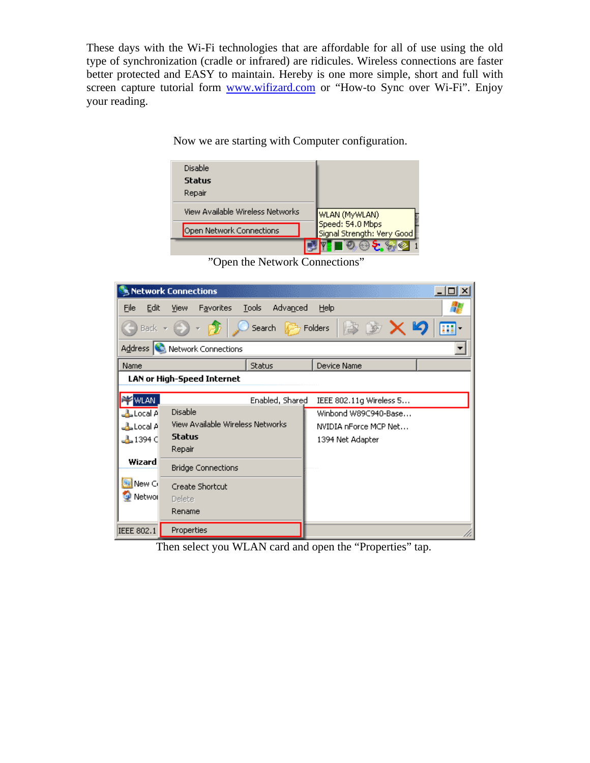These days with the Wi-Fi technologies that are affordable for all of use using the old type of synchronization (cradle or infrared) are ridicules. Wireless connections are faster better protected and EASY to maintain. Hereby is one more simple, short and full with screen capture tutorial form www.wifizard.com or “How-to Sync over Wi-Fi”. Enjoy your reading.

Now we are starting with Computer configuration.

”Open the Network Connections”

Then select you WLAN card and open the “Properties” tap.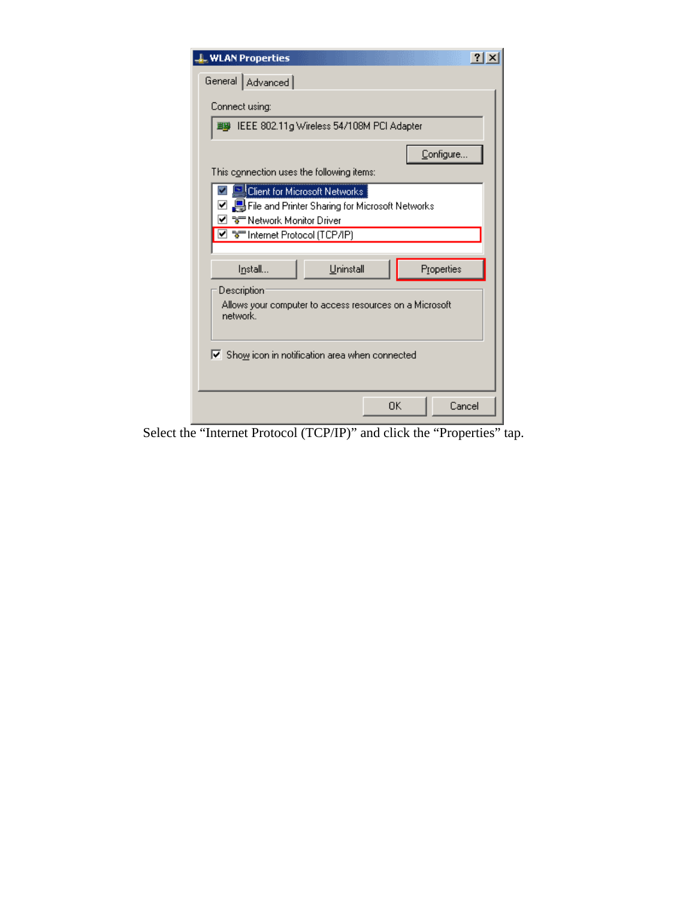Select the "Internet Protocol (TCP/IP)" and click the "Properties" tap.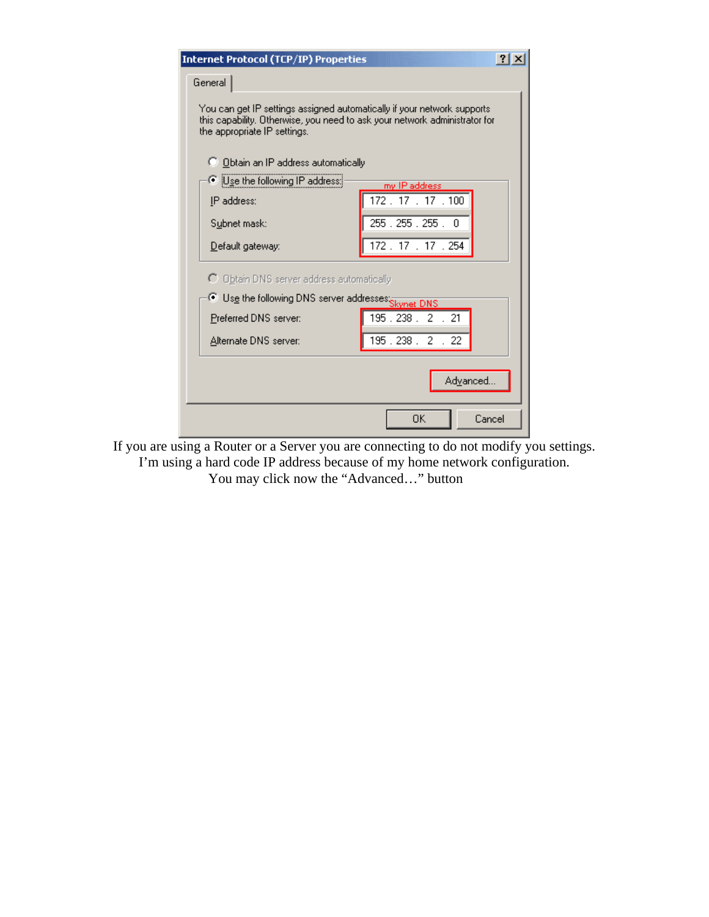If you are using a Router or a Server you are connecting to do not modify you settings.
I'm using a hard code IP address because of my home network configuration.
You may click now the "Advanced…" button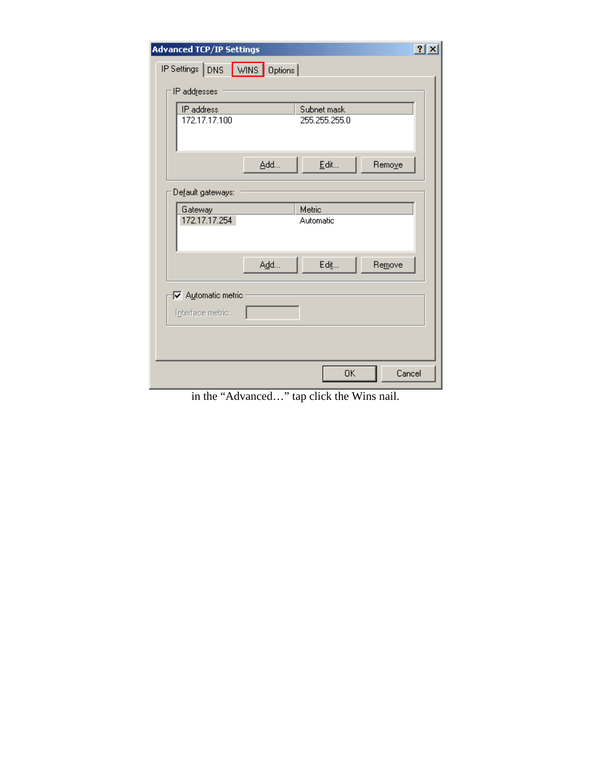**Advanced TCP/IP Settings**

IP Settings | DNS | WINS | Options

IP addresses

| IP address | Subnet mask |
| --- | --- |
| 172.17.17.100 | 255.255.255.0 |

Add... Edit... Remove

Default gateways:

| Gateway | Metric |
| --- | --- |
| 172.17.17.254 | Automatic |

Add... Edit... Remove

☑ Automatic metric

Interface metric:

OK Cancel

in the "Advanced…" tap click the Wins nail.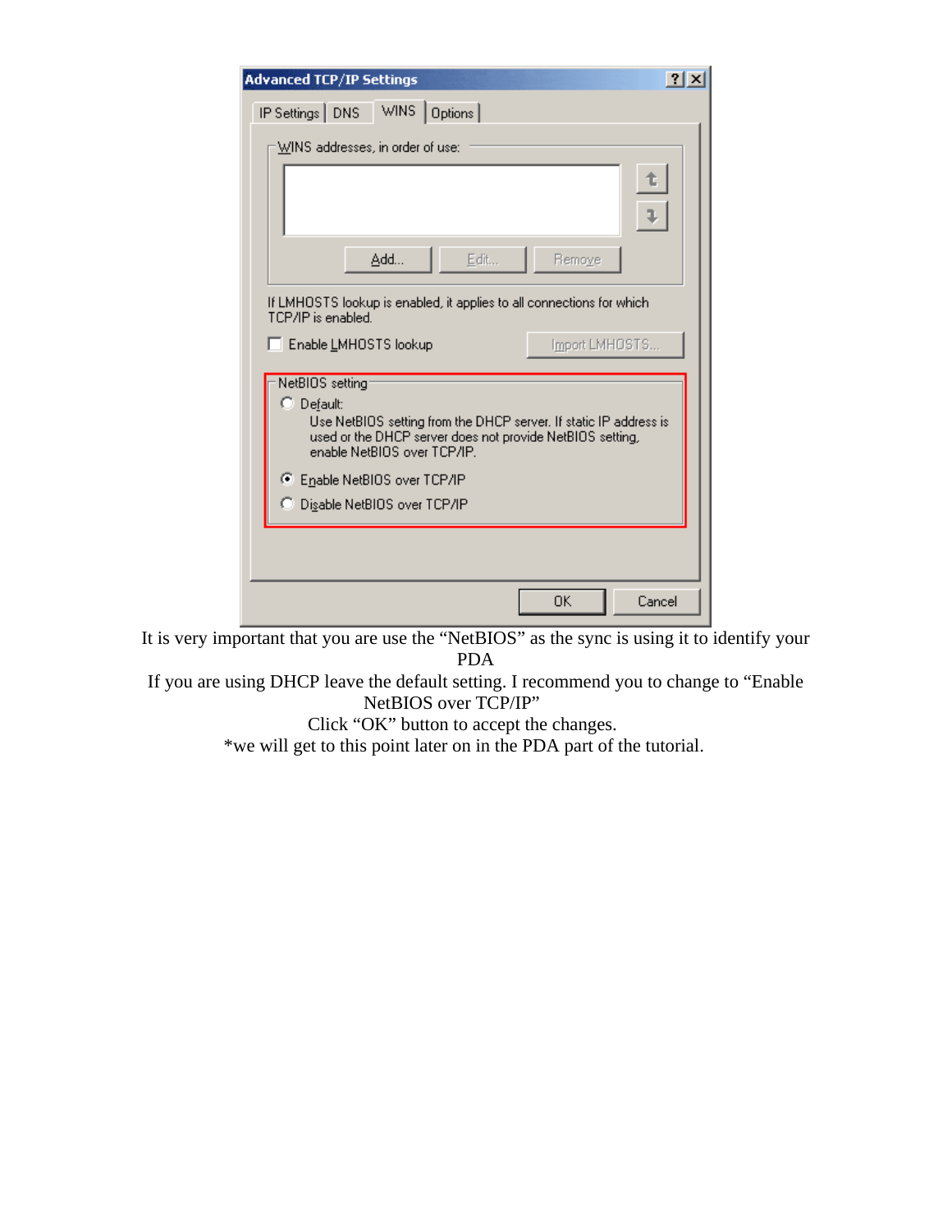It is very important that you are use the "NetBIOS" as the sync is using it to identify your PDA

If you are using DHCP leave the default setting. I recommend you to change to "Enable NetBIOS over TCP/IP"

Click "OK" button to accept the changes.

*we will get to this point later on in the PDA part of the tutorial.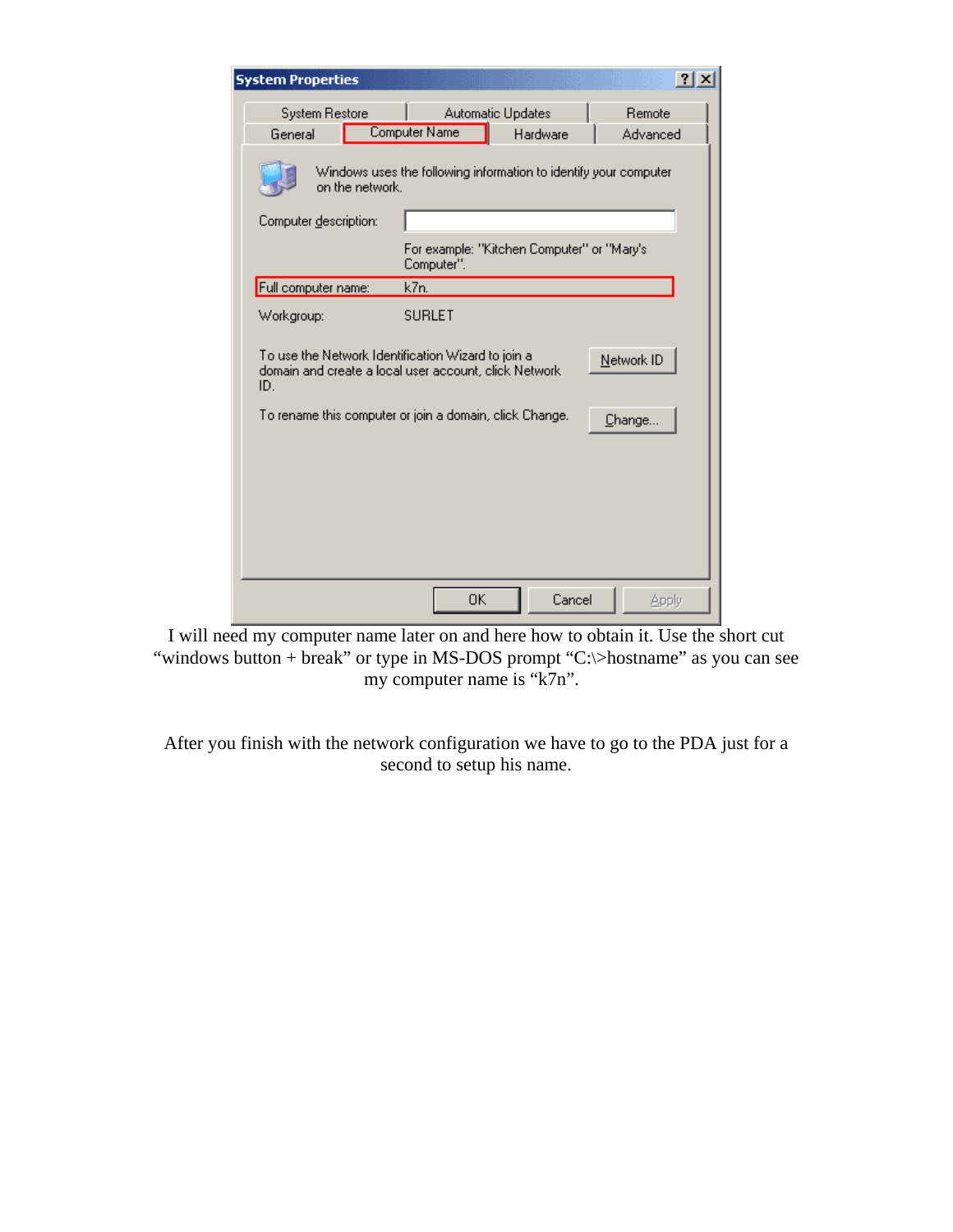I will need my computer name later on and here how to obtain it. Use the short cut "windows button + break" or type in MS-DOS prompt "C:\>hostname" as you can see my computer name is "k7n".

After you finish with the network configuration we have to go to the PDA just for a second to setup his name.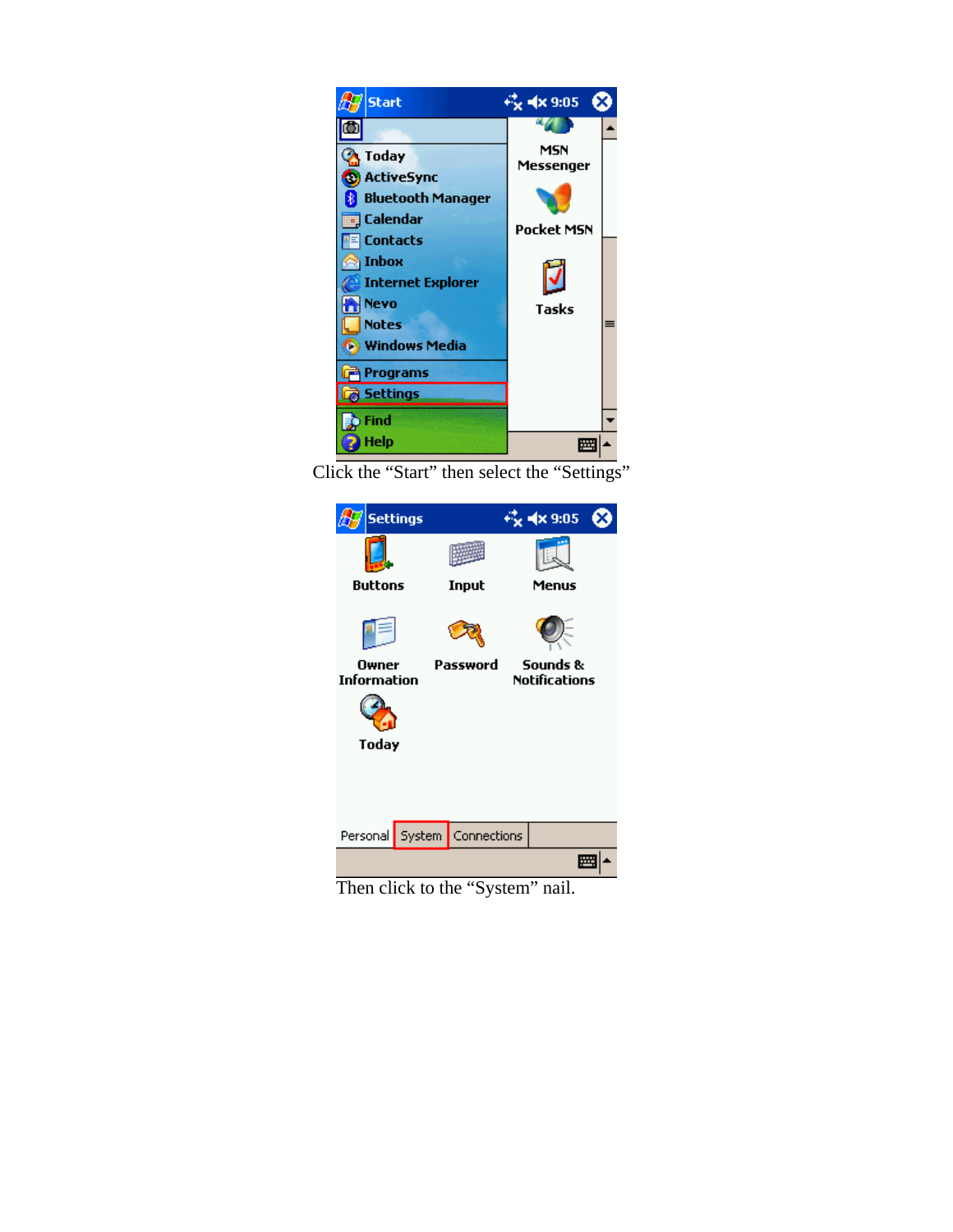Click the “Start” then select the “Settings”

Then click to the “System” nail.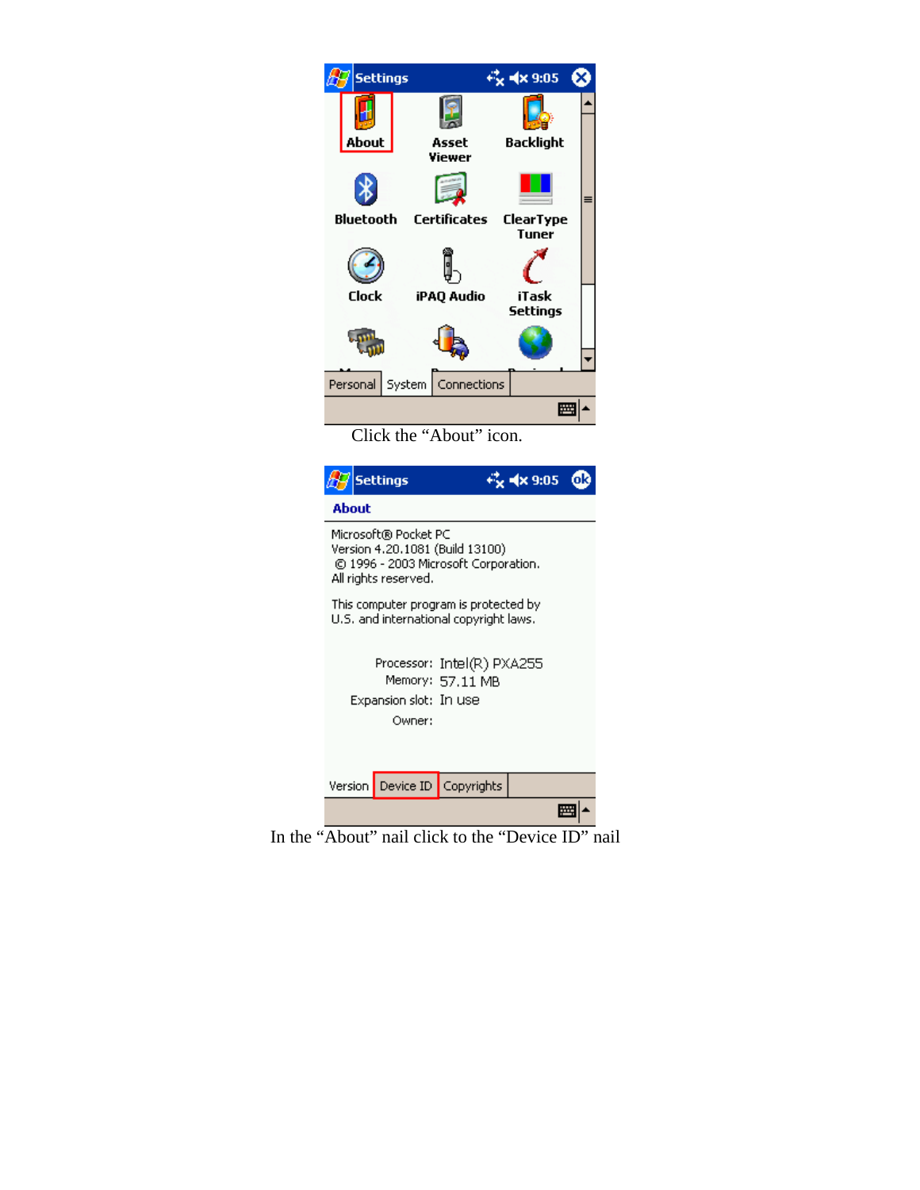Click the “About” icon.

In the “About” nail click to the “Device ID” nail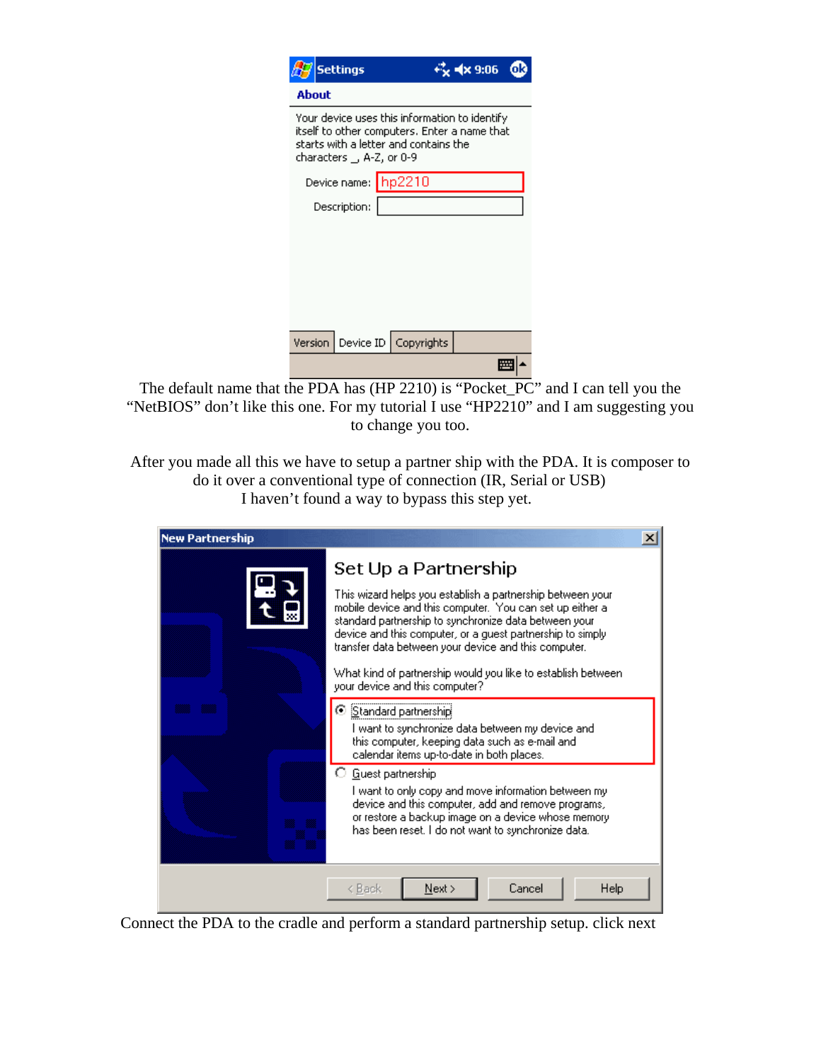The default name that the PDA has (HP 2210) is “Pocket_PC” and I can tell you the “NetBIOS” don’t like this one. For my tutorial I use “HP2210” and I am suggesting you to change you too.

After you made all this we have to setup a partner ship with the PDA. It is composer to do it over a conventional type of connection (IR, Serial or USB)
I haven’t found a way to bypass this step yet.

Connect the PDA to the cradle and perform a standard partnership setup. click next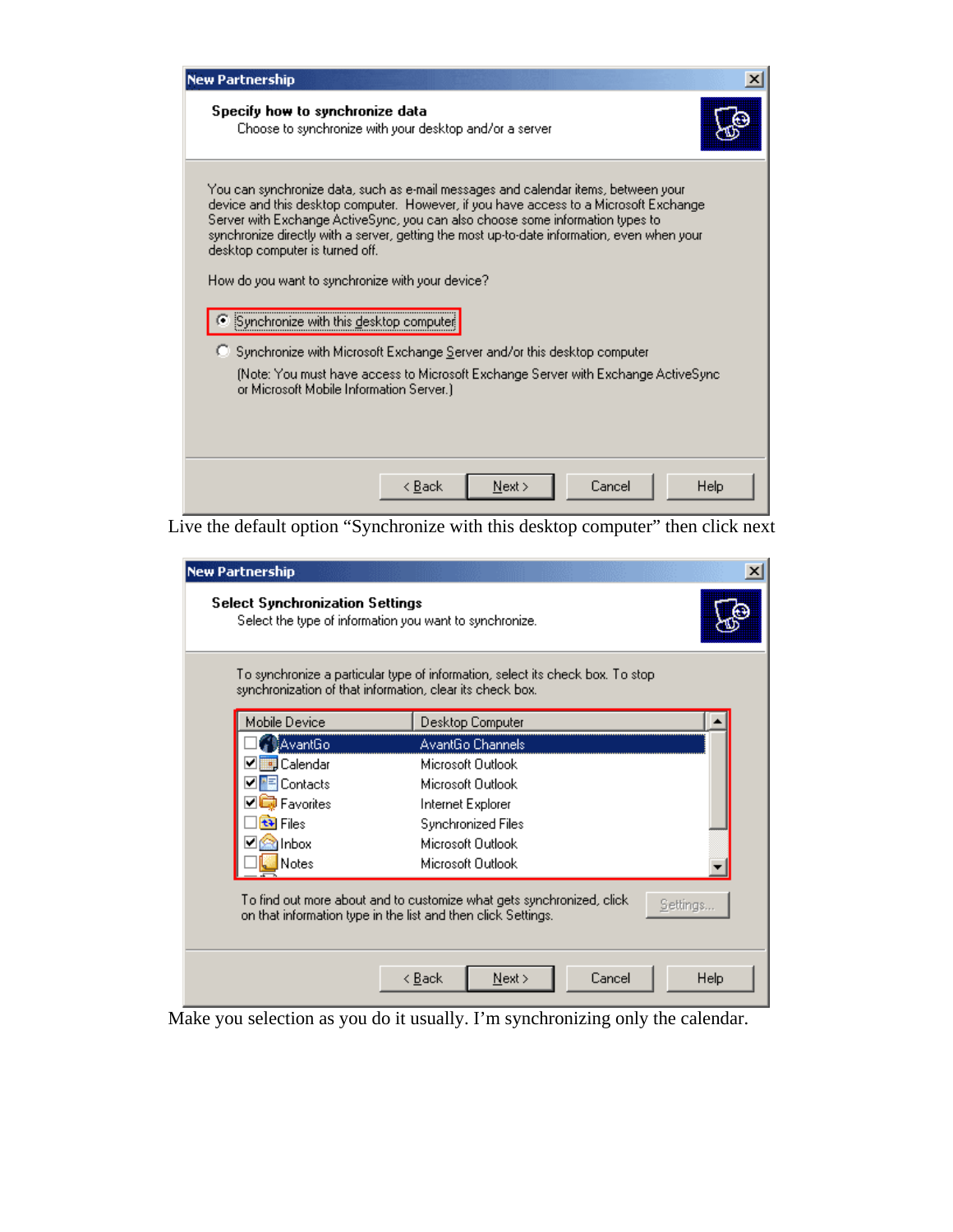**New Partnership**

**Specify how to synchronize data**

Choose to synchronize with your desktop and/or a server

You can synchronize data, such as e-mail messages and calendar items, between your device and this desktop computer. However, if you have access to a Microsoft Exchange Server with Exchange ActiveSync, you can also choose some information types to synchronize directly with a server, getting the most up-to-date information, even when your desktop computer is turned off.

How do you want to synchronize with your device?

- (•) Synchronize with this desktop computer
- ( ) Synchronize with Microsoft Exchange Server and/or this desktop computer

(Note: You must have access to Microsoft Exchange Server with Exchange ActiveSync or Microsoft Mobile Information Server.)

< Back | Next > | Cancel | Help

Live the default option "Synchronize with this desktop computer" then click next

**New Partnership**

**Select Synchronization Settings**

Select the type of information you want to synchronize.

To synchronize a particular type of information, select its check box. To stop synchronization of that information, clear its check box.

| Mobile Device | Desktop Computer |
|---|---|
| [ ] AvantGo | AvantGo Channels |
| [x] Calendar | Microsoft Outlook |
| [x] Contacts | Microsoft Outlook |
| [x] Favorites | Internet Explorer |
| [ ] Files | Synchronized Files |
| [x] Inbox | Microsoft Outlook |
| [ ] Notes | Microsoft Outlook |

To find out more about and to customize what gets synchronized, click on that information type in the list and then click Settings. | Settings...

< Back | Next > | Cancel | Help

Make you selection as you do it usually. I'm synchronizing only the calendar.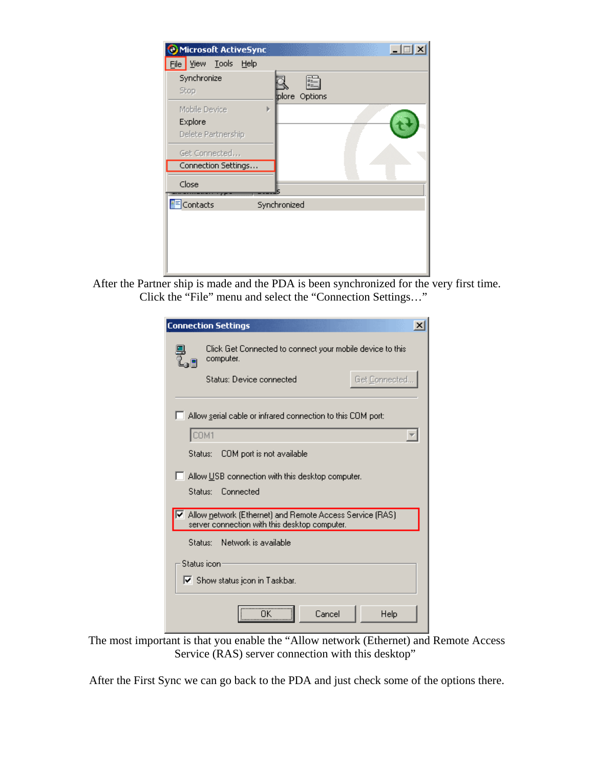After the Partner ship is made and the PDA is been synchronized for the very first time. Click the “File” menu and select the “Connection Settings…”

The most important is that you enable the “Allow network (Ethernet) and Remote Access Service (RAS) server connection with this desktop”

After the First Sync we can go back to the PDA and just check some of the options there.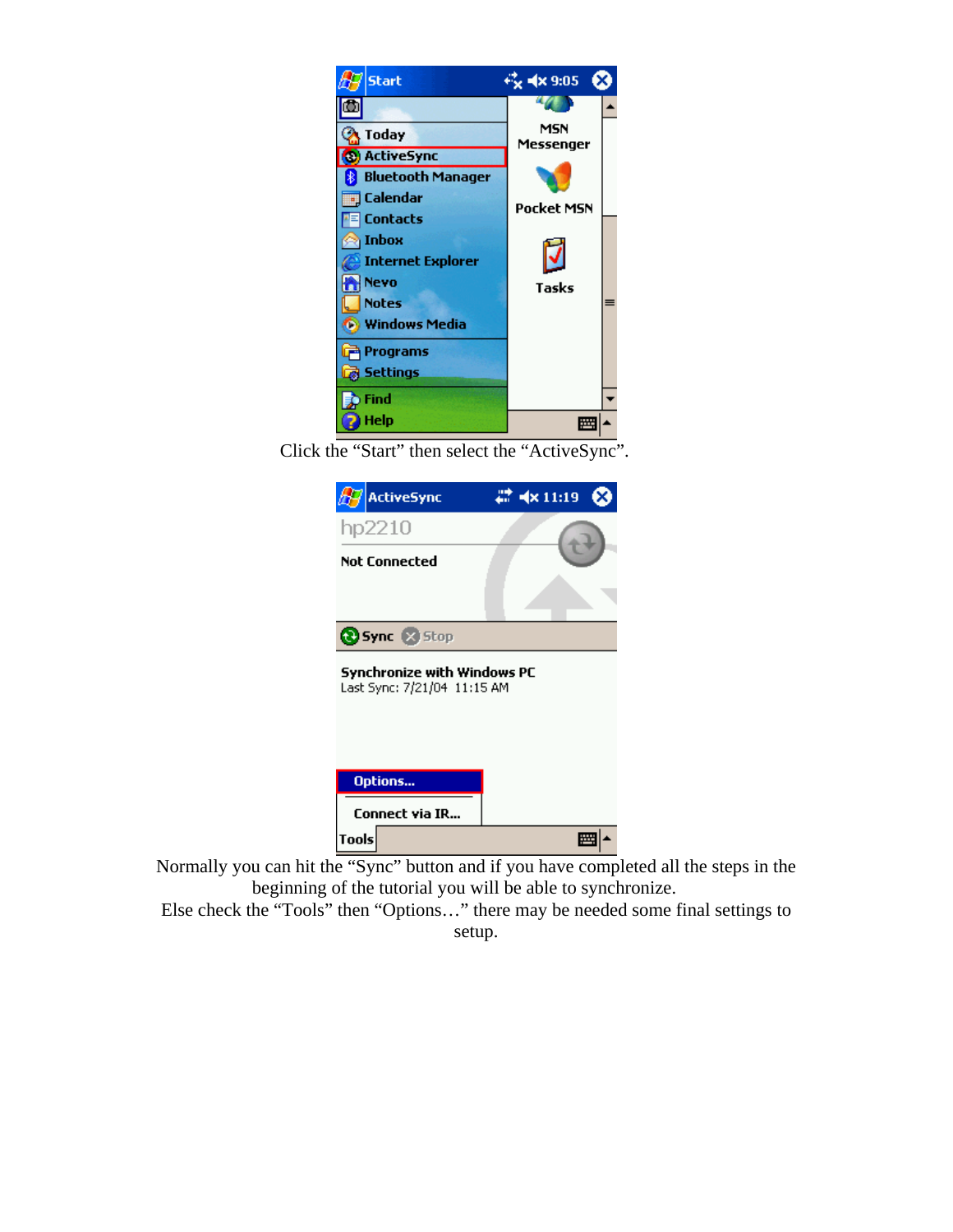Click the “Start” then select the “ActiveSync”.

Normally you can hit the “Sync” button and if you have completed all the steps in the beginning of the tutorial you will be able to synchronize.
Else check the “Tools” then “Options…” there may be needed some final settings to setup.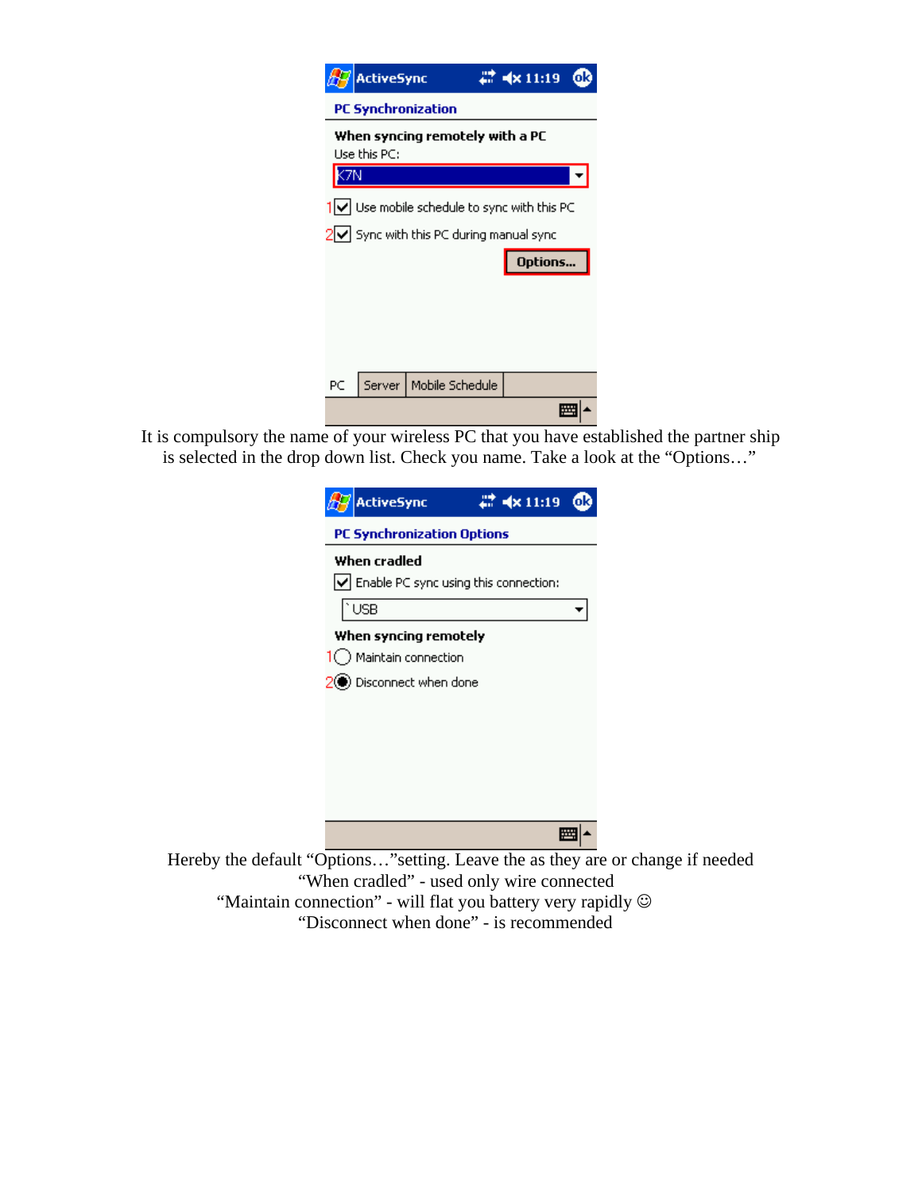It is compulsory the name of your wireless PC that you have established the partner ship is selected in the drop down list. Check you name. Take a look at the "Options…"

Hereby the default "Options…"setting. Leave the as they are or change if needed
"When cradled" - used only wire connected
"Maintain connection" - will flat you battery very rapidly ☺
"Disconnect when done" - is recommended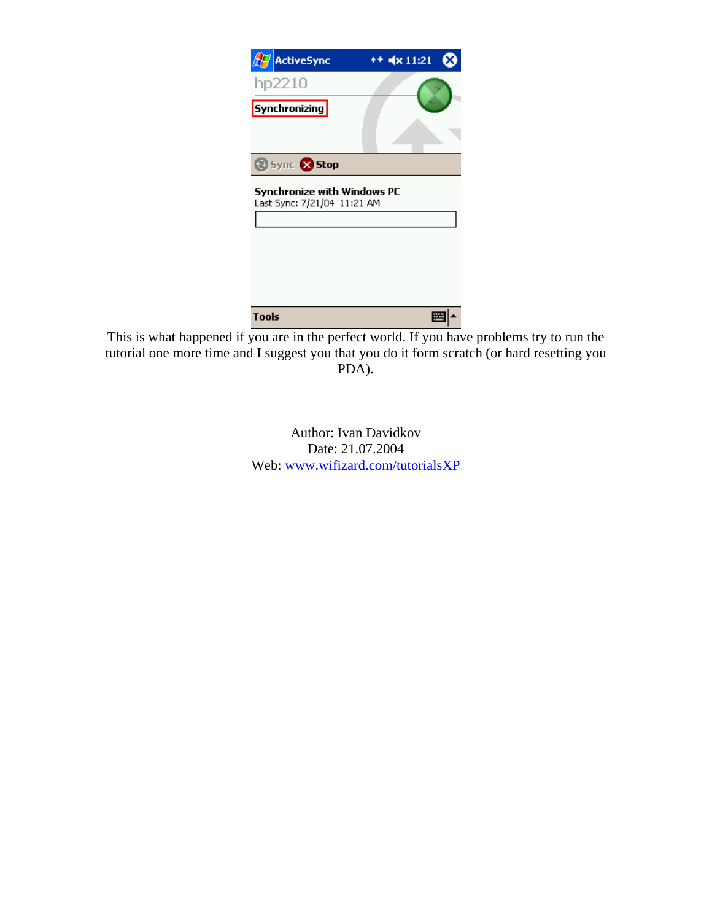This is what happened if you are in the perfect world. If you have problems try to run the tutorial one more time and I suggest you that you do it form scratch (or hard resetting you PDA).

Author: Ivan Davidkov
Date: 21.07.2004
Web: www.wifizard.com/tutorialsXP